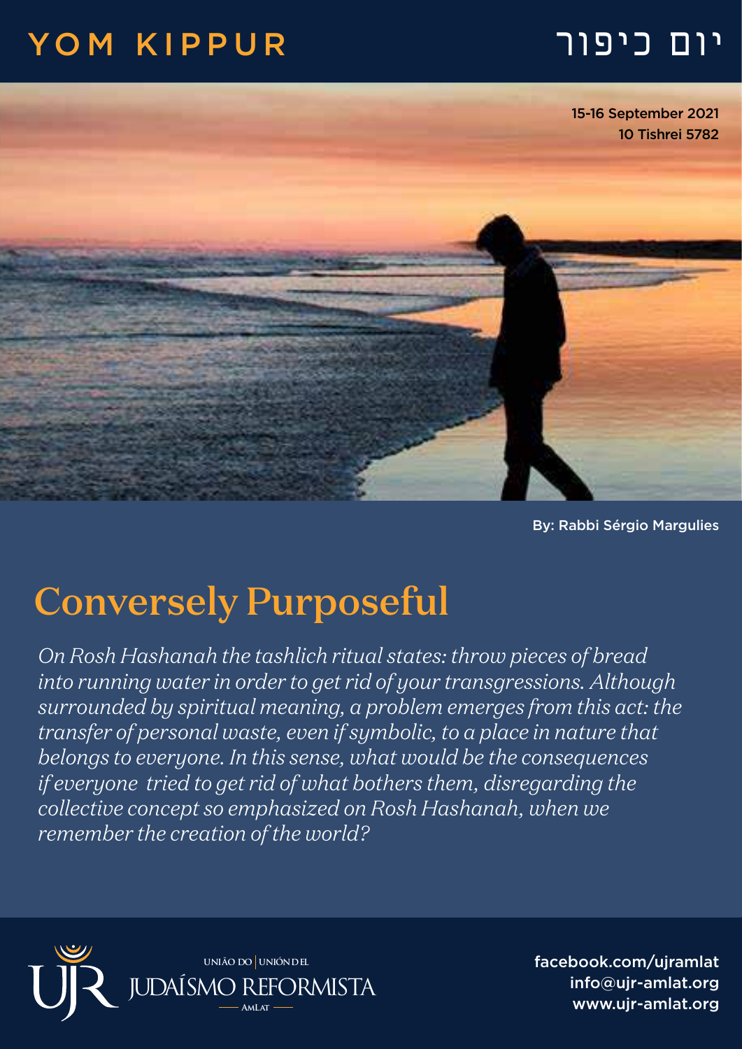# YOM KIPPUR

יום כיפור

15-16 September 2021
10 Tishrei 5782

By: Rabbi Sérgio Margulies

## Conversely Purposeful

*On Rosh Hashanah the tashlich ritual states: throw pieces of bread into running water in order to get rid of your transgressions. Although surrounded by spiritual meaning, a problem emerges from this act: the transfer of personal waste, even if symbolic, to a place in nature that belongs to everyone. In this sense, what would be the consequences if everyone tried to get rid of what bothers them, disregarding the collective concept so emphasized on Rosh Hashanah, when we remember the creation of the world?*

UNIÃO DO | UNIÓN DEL
JUDAÍSMO REFORMISTA
AMLAT

facebook.com/ujramlat
info@ujr-amlat.org
www.ujr-amlat.org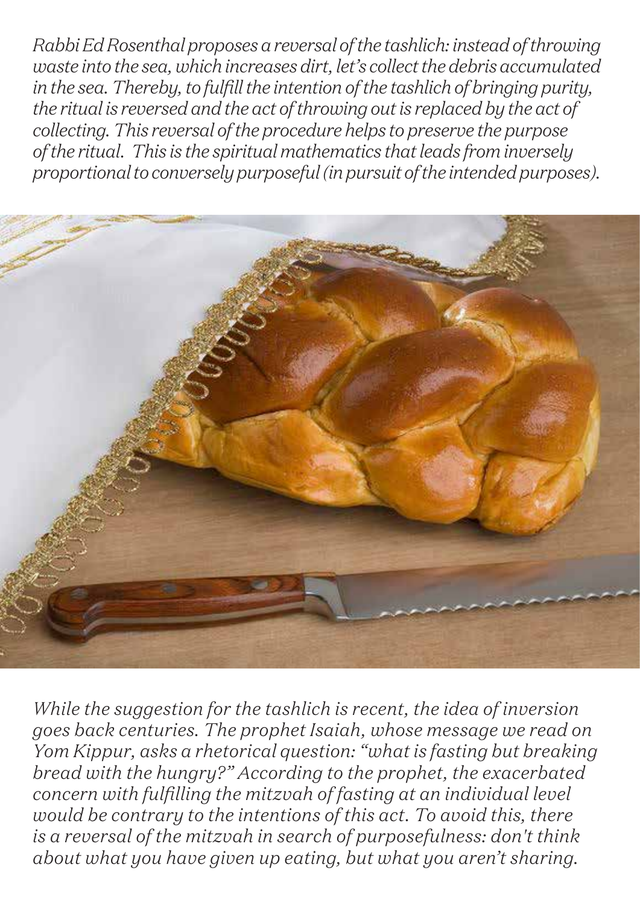*Rabbi Ed Rosenthal proposes a reversal of the tashlich: instead of throwing waste into the sea, which increases dirt, let's collect the debris accumulated in the sea. Thereby, to fulfill the intention of the tashlich of bringing purity, the ritual is reversed and the act of throwing out is replaced by the act of collecting. This reversal of the procedure helps to preserve the purpose of the ritual. This is the spiritual mathematics that leads from inversely proportional to conversely purposeful (in pursuit of the intended purposes).*

*While the suggestion for the tashlich is recent, the idea of inversion goes back centuries. The prophet Isaiah, whose message we read on Yom Kippur, asks a rhetorical question: "what is fasting but breaking bread with the hungry?" According to the prophet, the exacerbated concern with fulfilling the mitzvah of fasting at an individual level would be contrary to the intentions of this act. To avoid this, there is a reversal of the mitzvah in search of purposefulness: don't think about what you have given up eating, but what you aren't sharing.*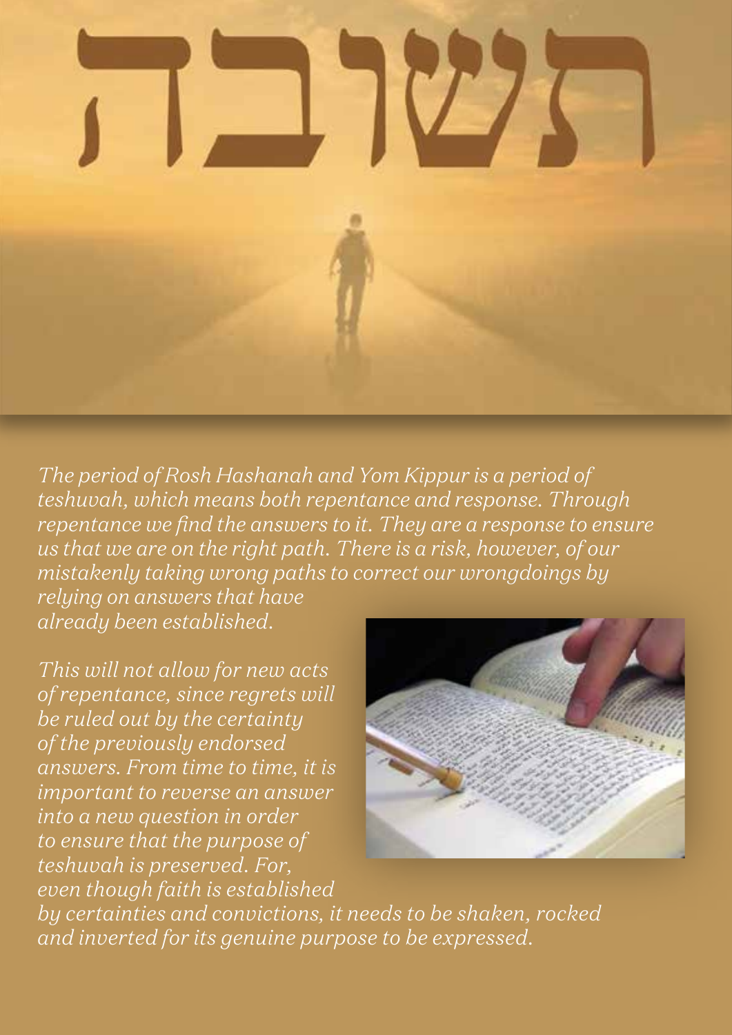# תשובה

*The period of Rosh Hashanah and Yom Kippur is a period of teshuvah, which means both repentance and response. Through repentance we find the answers to it. They are a response to ensure us that we are on the right path. There is a risk, however, of our mistakenly taking wrong paths to correct our wrongdoings by relying on answers that have already been established.*

*This will not allow for new acts of repentance, since regrets will be ruled out by the certainty of the previously endorsed answers. From time to time, it is important to reverse an answer into a new question in order to ensure that the purpose of teshuvah is preserved. For, even though faith is established by certainties and convictions, it needs to be shaken, rocked and inverted for its genuine purpose to be expressed.*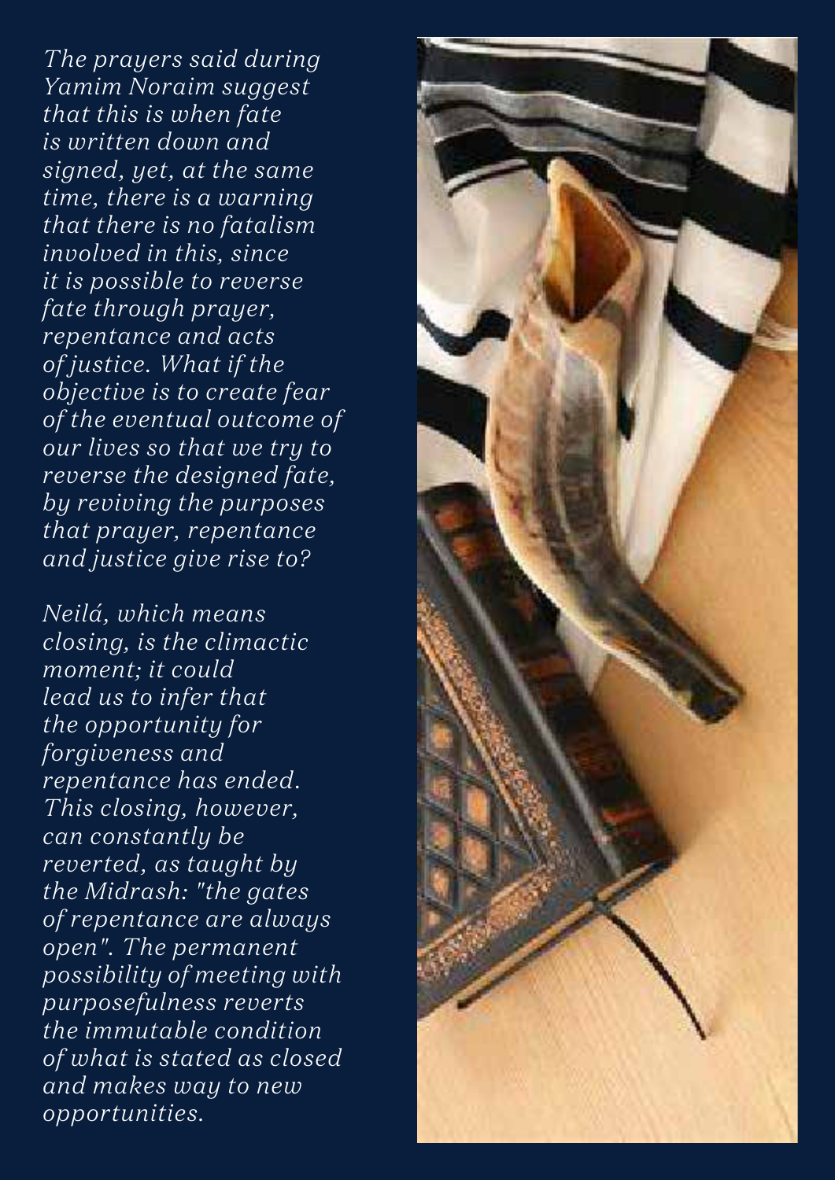*The prayers said during Yamim Noraim suggest that this is when fate is written down and signed, yet, at the same time, there is a warning that there is no fatalism involved in this, since it is possible to reverse fate through prayer, repentance and acts of justice. What if the objective is to create fear of the eventual outcome of our lives so that we try to reverse the designed fate, by reviving the purposes that prayer, repentance and justice give rise to?*

*Neilá, which means closing, is the climactic moment; it could lead us to infer that the opportunity for forgiveness and repentance has ended. This closing, however, can constantly be reverted, as taught by the Midrash: "the gates of repentance are always open". The permanent possibility of meeting with purposefulness reverts the immutable condition of what is stated as closed and makes way to new opportunities.*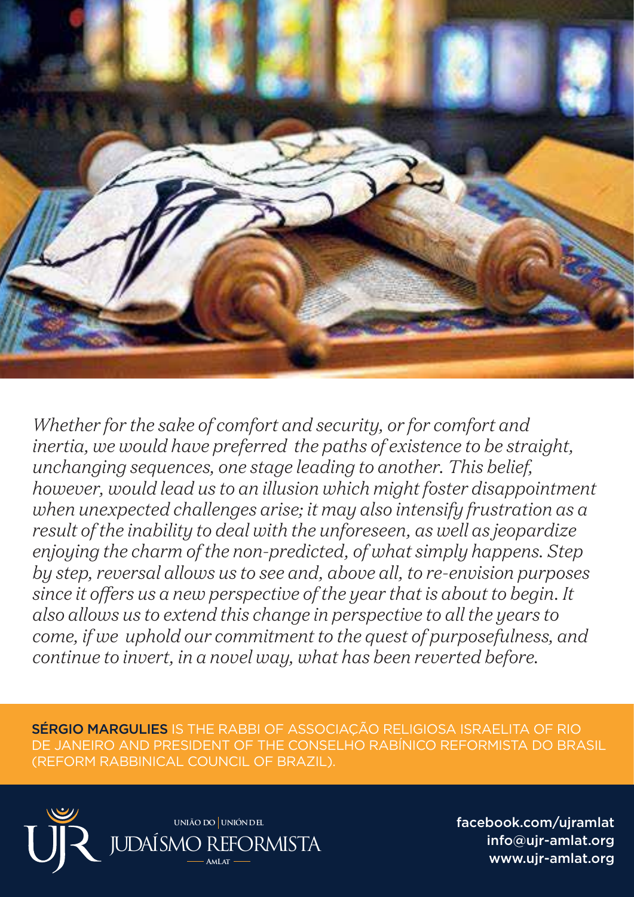*Whether for the sake of comfort and security, or for comfort and inertia, we would have preferred the paths of existence to be straight, unchanging sequences, one stage leading to another. This belief, however, would lead us to an illusion which might foster disappointment when unexpected challenges arise; it may also intensify frustration as a result of the inability to deal with the unforeseen, as well as jeopardize enjoying the charm of the non-predicted, of what simply happens. Step by step, reversal allows us to see and, above all, to re-envision purposes since it offers us a new perspective of the year that is about to begin. It also allows us to extend this change in perspective to all the years to come, if we uphold our commitment to the quest of purposefulness, and continue to invert, in a novel way, what has been reverted before.*

**SÉRGIO MARGULIES** IS THE RABBI OF ASSOCIAÇÃO RELIGIOSA ISRAELITA OF RIO DE JANEIRO AND PRESIDENT OF THE CONSELHO RABÍNICO REFORMISTA DO BRASIL (REFORM RABBINICAL COUNCIL OF BRAZIL).

UJR — UNIÃO DO | UNIÓN DEL JUDAÍSMO REFORMISTA — AMLAT

facebook.com/ujramlat
info@ujr-amlat.org
www.ujr-amlat.org